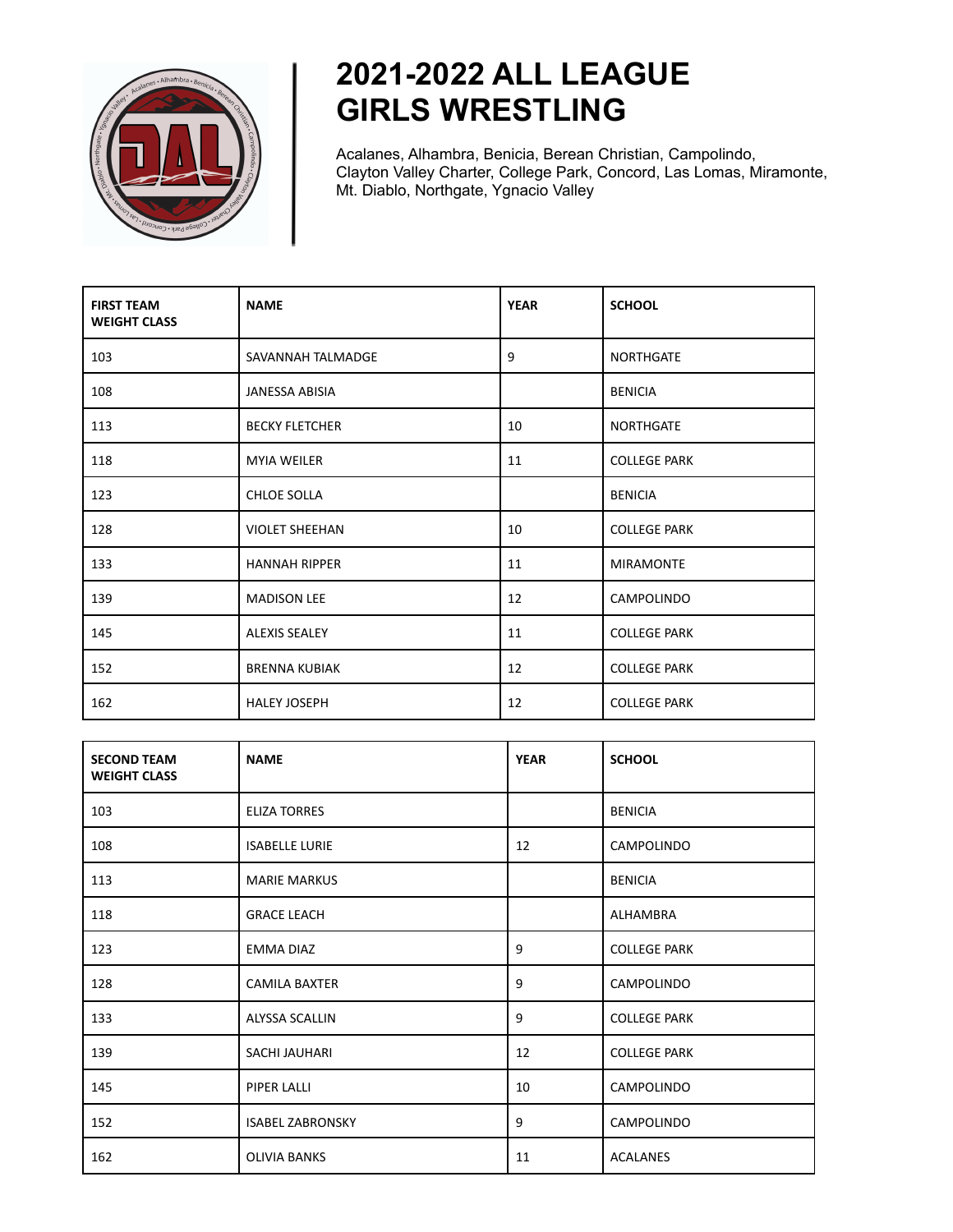# 2021-2022 ALL LEAGUE GIRLS WRESTLING

Acalanes, Alhambra, Benicia, Berean Christian, Campolindo, Clayton Valley Charter, College Park, Concord, Las Lomas, Miramonte, Mt. Diablo, Northgate, Ygnacio Valley

| FIRST TEAM WEIGHT CLASS | NAME | YEAR | SCHOOL |
|---|---|---|---|
| 103 | SAVANNAH TALMADGE | 9 | NORTHGATE |
| 108 | JANESSA ABISIA | | BENICIA |
| 113 | BECKY FLETCHER | 10 | NORTHGATE |
| 118 | MYIA WEILER | 11 | COLLEGE PARK |
| 123 | CHLOE SOLLA | | BENICIA |
| 128 | VIOLET SHEEHAN | 10 | COLLEGE PARK |
| 133 | HANNAH RIPPER | 11 | MIRAMONTE |
| 139 | MADISON LEE | 12 | CAMPOLINDO |
| 145 | ALEXIS SEALEY | 11 | COLLEGE PARK |
| 152 | BRENNA KUBIAK | 12 | COLLEGE PARK |
| 162 | HALEY JOSEPH | 12 | COLLEGE PARK |

| SECOND TEAM WEIGHT CLASS | NAME | YEAR | SCHOOL |
|---|---|---|---|
| 103 | ELIZA TORRES | | BENICIA |
| 108 | ISABELLE LURIE | 12 | CAMPOLINDO |
| 113 | MARIE MARKUS | | BENICIA |
| 118 | GRACE LEACH | | ALHAMBRA |
| 123 | EMMA DIAZ | 9 | COLLEGE PARK |
| 128 | CAMILA BAXTER | 9 | CAMPOLINDO |
| 133 | ALYSSA SCALLIN | 9 | COLLEGE PARK |
| 139 | SACHI JAUHARI | 12 | COLLEGE PARK |
| 145 | PIPER LALLI | 10 | CAMPOLINDO |
| 152 | ISABEL ZABRONSKY | 9 | CAMPOLINDO |
| 162 | OLIVIA BANKS | 11 | ACALANES |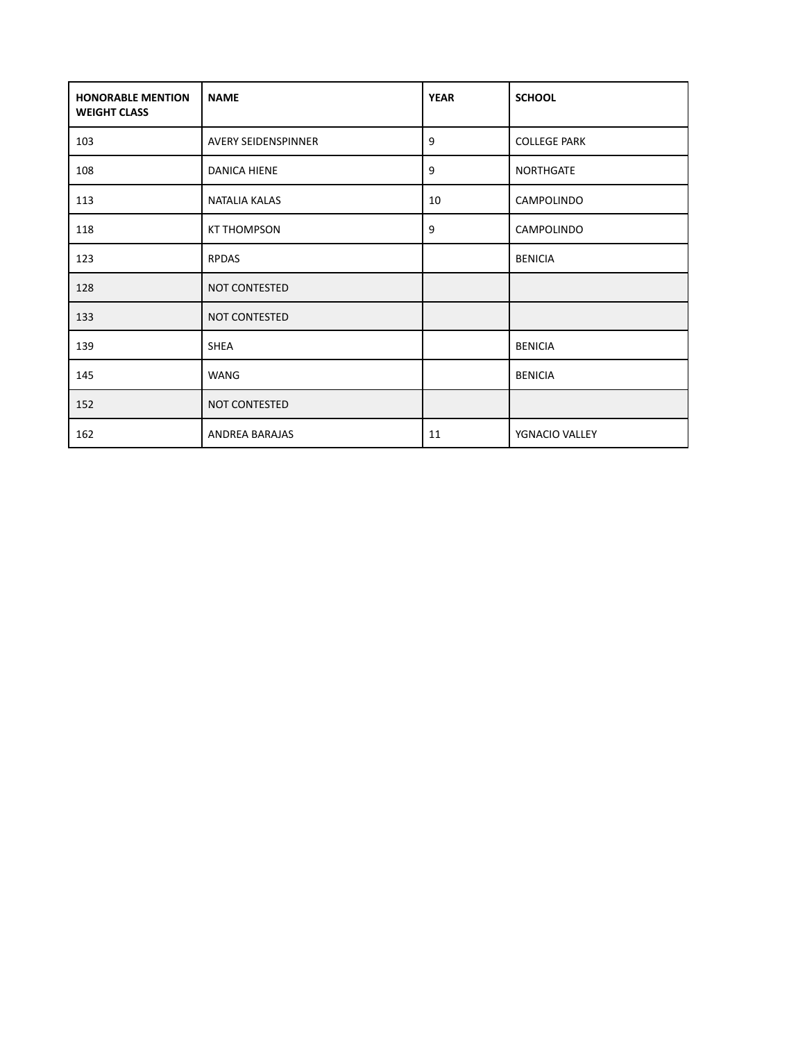| HONORABLE MENTION WEIGHT CLASS | NAME | YEAR | SCHOOL |
| --- | --- | --- | --- |
| 103 | AVERY SEIDENSPINNER | 9 | COLLEGE PARK |
| 108 | DANICA HIENE | 9 | NORTHGATE |
| 113 | NATALIA KALAS | 10 | CAMPOLINDO |
| 118 | KT THOMPSON | 9 | CAMPOLINDO |
| 123 | RPDAS | | BENICIA |
| 128 | NOT CONTESTED | | |
| 133 | NOT CONTESTED | | |
| 139 | SHEA | | BENICIA |
| 145 | WANG | | BENICIA |
| 152 | NOT CONTESTED | | |
| 162 | ANDREA BARAJAS | 11 | YGNACIO VALLEY |